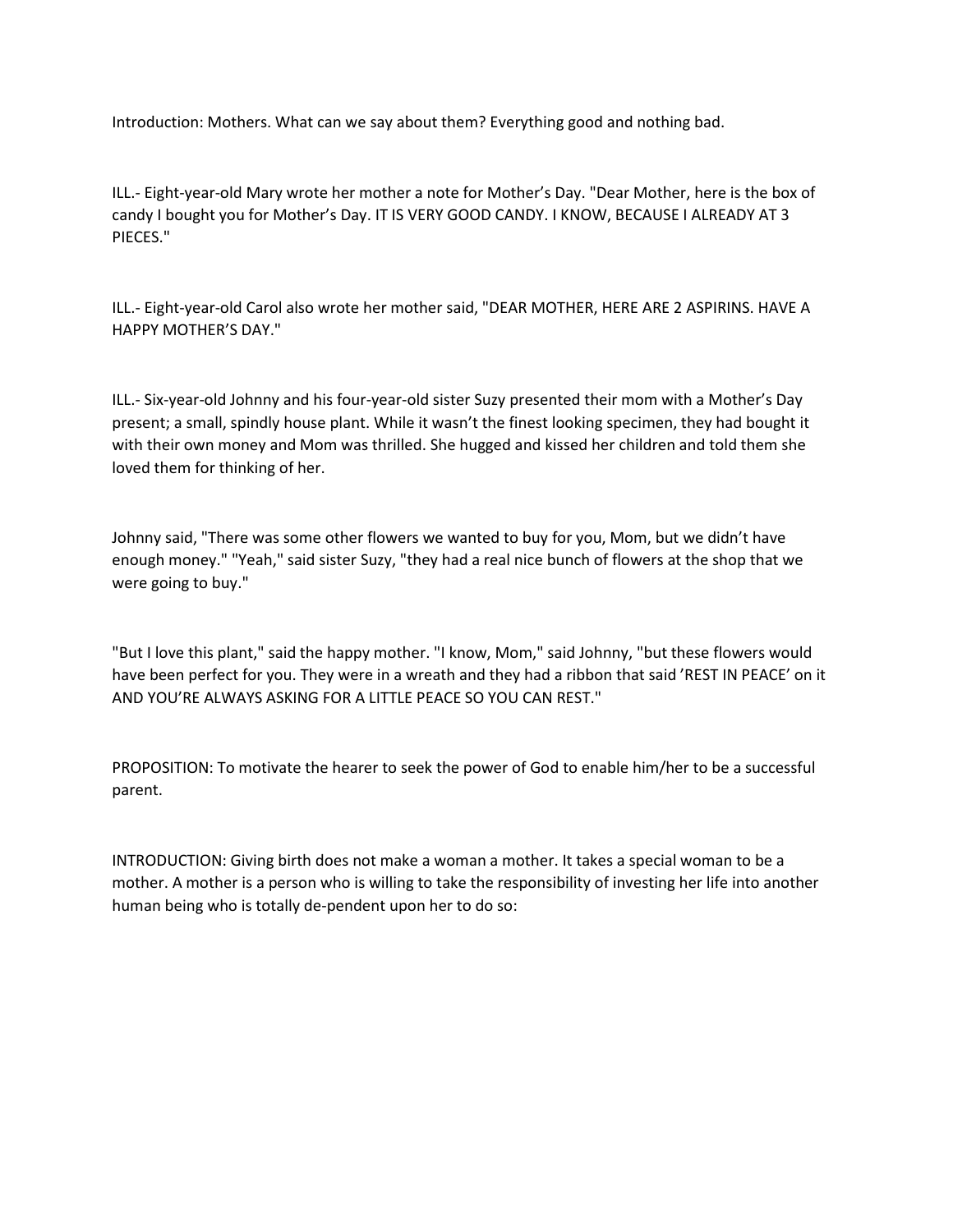Introduction: Mothers. What can we say about them? Everything good and nothing bad.

ILL.- Eight-year-old Mary wrote her mother a note for Mother's Day. "Dear Mother, here is the box of candy I bought you for Mother's Day. IT IS VERY GOOD CANDY. I KNOW, BECAUSE I ALREADY AT 3 PIECES."

ILL.- Eight-year-old Carol also wrote her mother said, "DEAR MOTHER, HERE ARE 2 ASPIRINS. HAVE A HAPPY MOTHER'S DAY."

ILL.- Six-year-old Johnny and his four-year-old sister Suzy presented their mom with a Mother's Day present; a small, spindly house plant. While it wasn't the finest looking specimen, they had bought it with their own money and Mom was thrilled. She hugged and kissed her children and told them she loved them for thinking of her.

Johnny said, "There was some other flowers we wanted to buy for you, Mom, but we didn't have enough money." "Yeah," said sister Suzy, "they had a real nice bunch of flowers at the shop that we were going to buy."

"But I love this plant," said the happy mother. "I know, Mom," said Johnny, "but these flowers would have been perfect for you. They were in a wreath and they had a ribbon that said 'REST IN PEACE' on it AND YOU'RE ALWAYS ASKING FOR A LITTLE PEACE SO YOU CAN REST."

PROPOSITION: To motivate the hearer to seek the power of God to enable him/her to be a successful parent.

INTRODUCTION: Giving birth does not make a woman a mother. It takes a special woman to be a mother. A mother is a person who is willing to take the responsibility of investing her life into another human being who is totally de-pendent upon her to do so: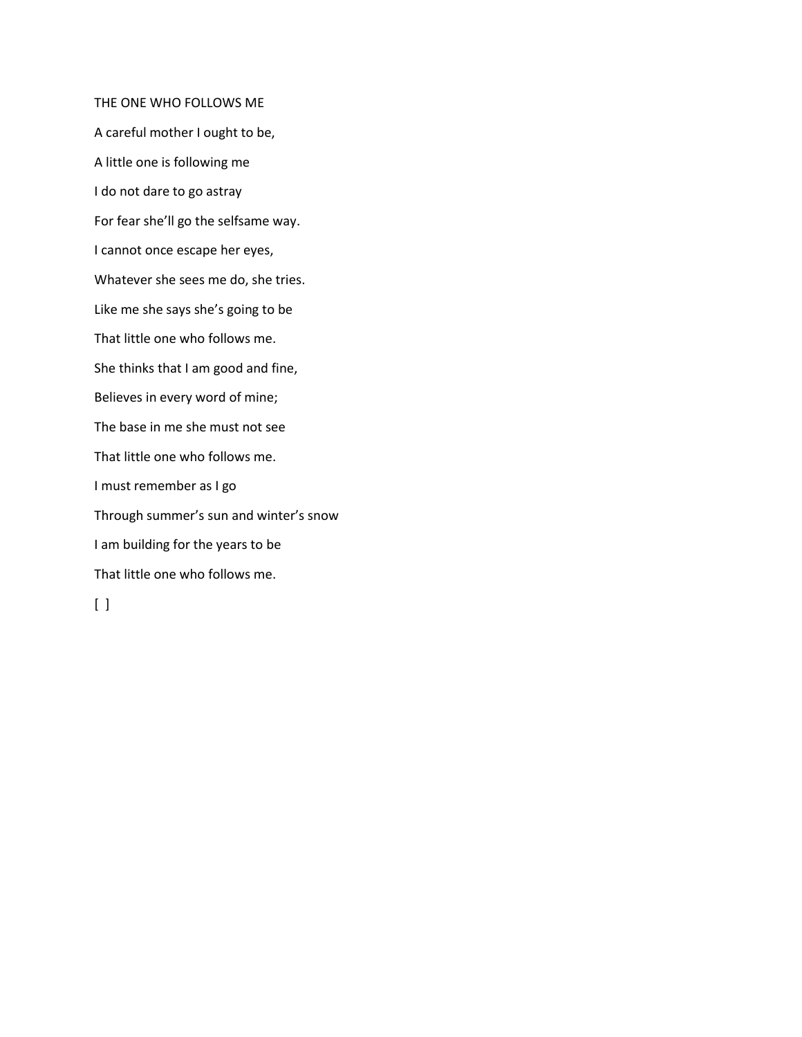THE ONE WHO FOLLOWS ME

A careful mother I ought to be,

A little one is following me

I do not dare to go astray

For fear she'll go the selfsame way.

I cannot once escape her eyes,

Whatever she sees me do, she tries.

Like me she says she's going to be

That little one who follows me.

She thinks that I am good and fine,

Believes in every word of mine;

The base in me she must not see

That little one who follows me.

I must remember as I go

Through summer's sun and winter's snow

I am building for the years to be

That little one who follows me.

[ ]